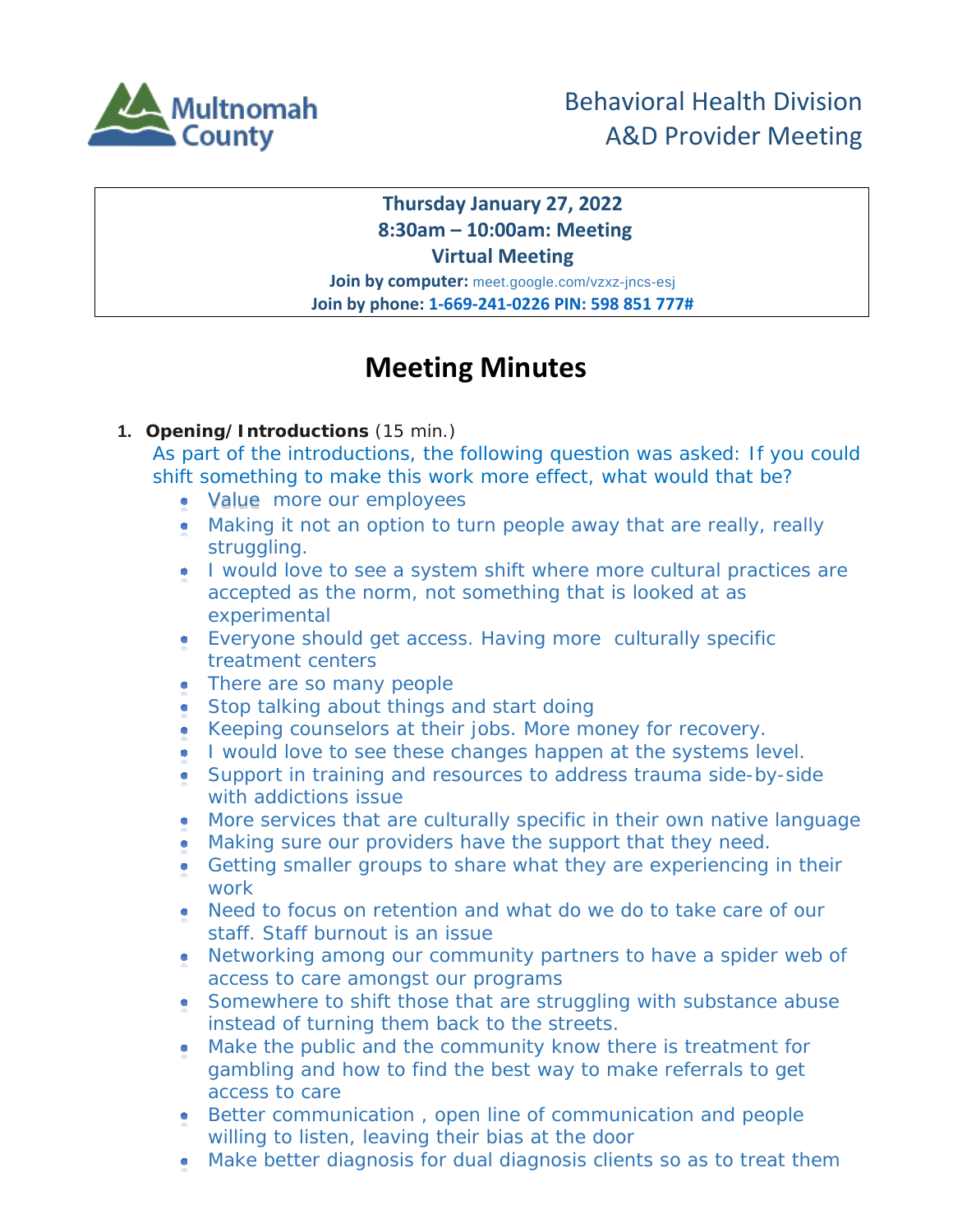Multnomah County

Behavioral Health Division
A&D Provider Meeting

**Thursday January 27, 2022**
**8:30am – 10:00am: Meeting**
**Virtual Meeting**
**Join by computer:** meet.google.com/vzxz-jncs-esj
**Join by phone: 1-669-241-0226 PIN: 598 851 777#**

# Meeting Minutes

1. **Opening/Introductions** (15 min.)

   As part of the introductions, the following question was asked: If you could shift something to make this work more effect, what would that be?

   - Value more our employees
   - Making it not an option to turn people away that are really, really struggling.
   - I would love to see a system shift where more cultural practices are accepted as the norm, not something that is looked at as experimental
   - Everyone should get access. Having more culturally specific treatment centers
   - There are so many people
   - Stop talking about things and start doing
   - Keeping counselors at their jobs. More money for recovery.
   - I would love to see these changes happen at the systems level.
   - Support in training and resources to address trauma side-by-side with addictions issue
   - More services that are culturally specific in their own native language
   - Making sure our providers have the support that they need.
   - Getting smaller groups to share what they are experiencing in their work
   - Need to focus on retention and what do we do to take care of our staff. Staff burnout is an issue
   - Networking among our community partners to have a spider web of access to care amongst our programs
   - Somewhere to shift those that are struggling with substance abuse instead of turning them back to the streets.
   - Make the public and the community know there is treatment for gambling and how to find the best way to make referrals to get access to care
   - Better communication , open line of communication and people willing to listen, leaving their bias at the door
   - Make better diagnosis for dual diagnosis clients so as to treat them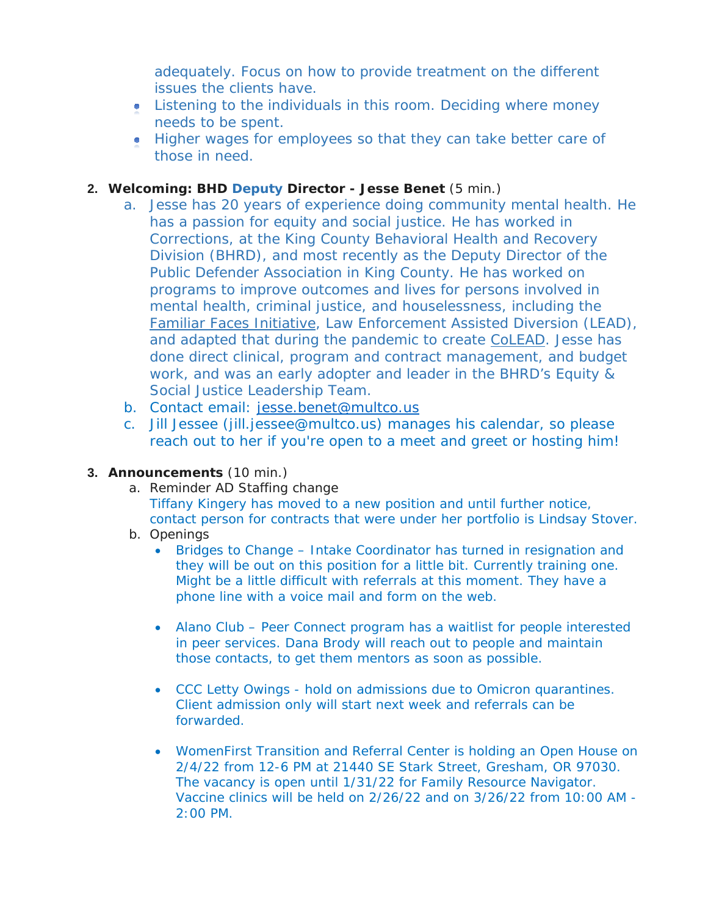adequately. Focus on how to provide treatment on the different issues the clients have.

- Listening to the individuals in this room. Deciding where money needs to be spent.
- Higher wages for employees so that they can take better care of those in need.

2. **Welcoming: BHD Deputy Director - Jesse Benet** (5 min.)
   a. Jesse has 20 years of experience doing community mental health. He has a passion for equity and social justice. He has worked in Corrections, at the King County Behavioral Health and Recovery Division (BHRD), and most recently as the Deputy Director of the Public Defender Association in King County. He has worked on programs to improve outcomes and lives for persons involved in mental health, criminal justice, and houselessness, including the Familiar Faces Initiative, Law Enforcement Assisted Diversion (LEAD), and adapted that during the pandemic to create CoLEAD. Jesse has done direct clinical, program and contract management, and budget work, and was an early adopter and leader in the BHRD's Equity & Social Justice Leadership Team.
   b. Contact email: jesse.benet@multco.us
   c. Jill Jessee (jill.jessee@multco.us) manages his calendar, so please reach out to her if you're open to a meet and greet or hosting him!

3. **Announcements** (10 min.)
   a. Reminder AD Staffing change
      Tiffany Kingery has moved to a new position and until further notice, contact person for contracts that were under her portfolio is Lindsay Stover.
   b. Openings
      - Bridges to Change – Intake Coordinator has turned in resignation and they will be out on this position for a little bit. Currently training one. Might be a little difficult with referrals at this moment. They have a phone line with a voice mail and form on the web.
      - Alano Club – Peer Connect program has a waitlist for people interested in peer services. Dana Brody will reach out to people and maintain those contacts, to get them mentors as soon as possible.
      - CCC Letty Owings - hold on admissions due to Omicron quarantines. Client admission only will start next week and referrals can be forwarded.
      - WomenFirst Transition and Referral Center is holding an Open House on 2/4/22 from 12-6 PM at 21440 SE Stark Street, Gresham, OR 97030. The vacancy is open until 1/31/22 for Family Resource Navigator. Vaccine clinics will be held on 2/26/22 and on 3/26/22 from 10:00 AM - 2:00 PM.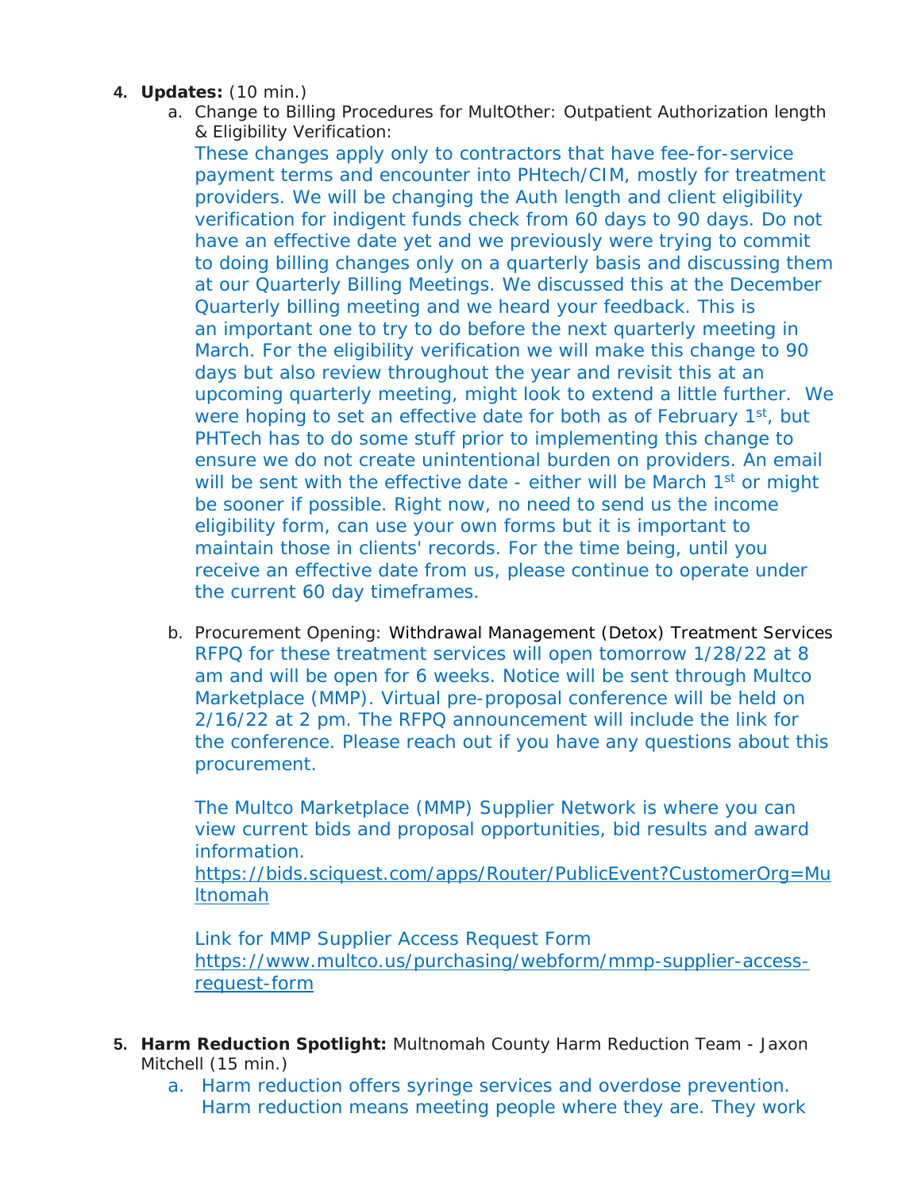4. **Updates:** (10 min.)
    a. Change to Billing Procedures for MultOther: Outpatient Authorization length & Eligibility Verification:
    These changes apply only to contractors that have fee-for-service payment terms and encounter into PHtech/CIM, mostly for treatment providers. We will be changing the Auth length and client eligibility verification for indigent funds check from 60 days to 90 days. Do not have an effective date yet and we previously were trying to commit to doing billing changes only on a quarterly basis and discussing them at our Quarterly Billing Meetings. We discussed this at the December Quarterly billing meeting and we heard your feedback. This is an important one to try to do before the next quarterly meeting in March. For the eligibility verification we will make this change to 90 days but also review throughout the year and revisit this at an upcoming quarterly meeting, might look to extend a little further. We were hoping to set an effective date for both as of February 1st, but PHTech has to do some stuff prior to implementing this change to ensure we do not create unintentional burden on providers. An email will be sent with the effective date - either will be March 1st or might be sooner if possible. Right now, no need to send us the income eligibility form, can use your own forms but it is important to maintain those in clients' records. For the time being, until you receive an effective date from us, please continue to operate under the current 60 day timeframes.

    b. Procurement Opening: Withdrawal Management (Detox) Treatment Services
    RFPQ for these treatment services will open tomorrow 1/28/22 at 8 am and will be open for 6 weeks. Notice will be sent through Multco Marketplace (MMP). Virtual pre-proposal conference will be held on 2/16/22 at 2 pm. The RFPQ announcement will include the link for the conference. Please reach out if you have any questions about this procurement.

    The Multco Marketplace (MMP) Supplier Network is where you can view current bids and proposal opportunities, bid results and award information.
    [https://bids.sciquest.com/apps/Router/PublicEvent?CustomerOrg=Multnomah](https://bids.sciquest.com/apps/Router/PublicEvent?CustomerOrg=Multnomah)

    Link for MMP Supplier Access Request Form
    [https://www.multco.us/purchasing/webform/mmp-supplier-access-request-form](https://www.multco.us/purchasing/webform/mmp-supplier-access-request-form)

5. **Harm Reduction Spotlight:** Multnomah County Harm Reduction Team - Jaxon Mitchell (15 min.)
    a. Harm reduction offers syringe services and overdose prevention. Harm reduction means meeting people where they are. They work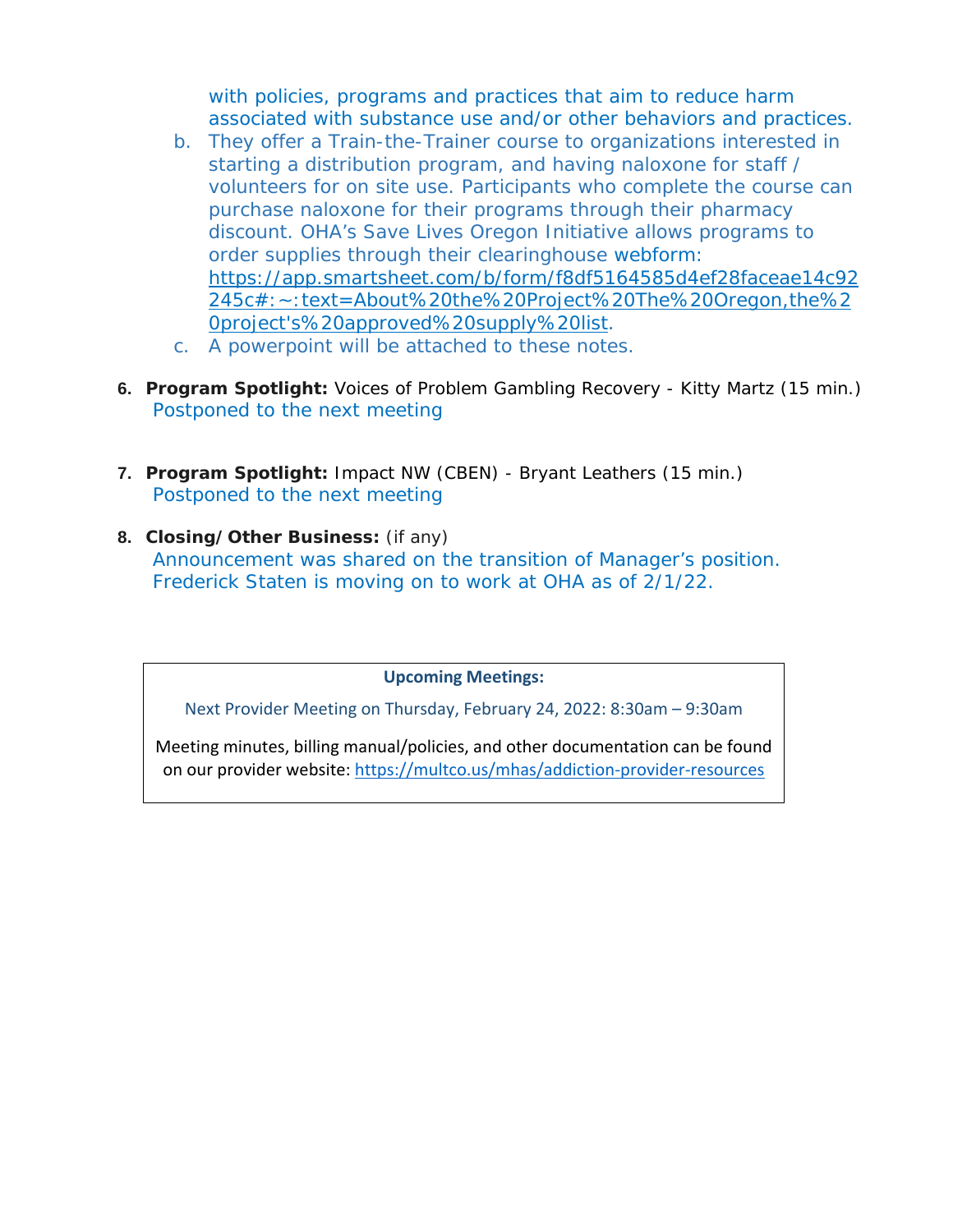with policies, programs and practices that aim to reduce harm associated with substance use and/or other behaviors and practices.

b. They offer a Train-the-Trainer course to organizations interested in starting a distribution program, and having naloxone for staff / volunteers for on site use. Participants who complete the course can purchase naloxone for their programs through their pharmacy discount. OHA's Save Lives Oregon Initiative allows programs to order supplies through their clearinghouse webform: https://app.smartsheet.com/b/form/f8df5164585d4ef28faceae14c92245c#:~:text=About%20the%20Project%20The%20Oregon,the%20project's%20approved%20supply%20list.

c. A powerpoint will be attached to these notes.

6. **Program Spotlight:** Voices of Problem Gambling Recovery - Kitty Martz (15 min.)
   Postponed to the next meeting

7. **Program Spotlight:** Impact NW (CBEN) - Bryant Leathers (15 min.)
   Postponed to the next meeting

8. **Closing/ Other Business:** (if any)
   Announcement was shared on the transition of Manager's position. Frederick Staten is moving on to work at OHA as of 2/1/22.

**Upcoming Meetings:**

Next Provider Meeting on Thursday, February 24, 2022: 8:30am – 9:30am

Meeting minutes, billing manual/policies, and other documentation can be found on our provider website: https://multco.us/mhas/addiction-provider-resources